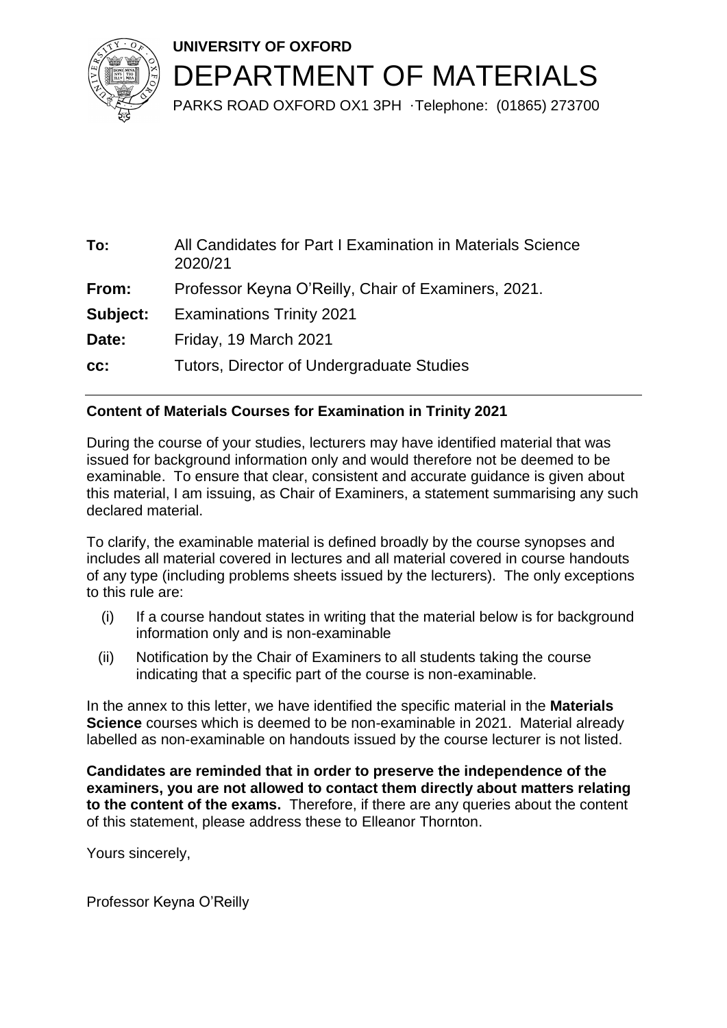**UNIVERSITY OF OXFORD**

# DEPARTMENT OF MATERIALS

PARKS ROAD OXFORD OX1 3PH ·Telephone: (01865) 273700

| | |
|---|---|
| **To:** | All Candidates for Part I Examination in Materials Science 2020/21 |
| **From:** | Professor Keyna O'Reilly, Chair of Examiners, 2021. |
| **Subject:** | Examinations Trinity 2021 |
| **Date:** | Friday, 19 March 2021 |
| **cc:** | Tutors, Director of Undergraduate Studies |

---

**Content of Materials Courses for Examination in Trinity 2021**

During the course of your studies, lecturers may have identified material that was issued for background information only and would therefore not be deemed to be examinable. To ensure that clear, consistent and accurate guidance is given about this material, I am issuing, as Chair of Examiners, a statement summarising any such declared material.

To clarify, the examinable material is defined broadly by the course synopses and includes all material covered in lectures and all material covered in course handouts of any type (including problems sheets issued by the lecturers). The only exceptions to this rule are:

(i) If a course handout states in writing that the material below is for background information only and is non-examinable

(ii) Notification by the Chair of Examiners to all students taking the course indicating that a specific part of the course is non-examinable.

In the annex to this letter, we have identified the specific material in the **Materials Science** courses which is deemed to be non-examinable in 2021. Material already labelled as non-examinable on handouts issued by the course lecturer is not listed.

**Candidates are reminded that in order to preserve the independence of the examiners, you are not allowed to contact them directly about matters relating to the content of the exams.** Therefore, if there are any queries about the content of this statement, please address these to Elleanor Thornton.

Yours sincerely,

Professor Keyna O'Reilly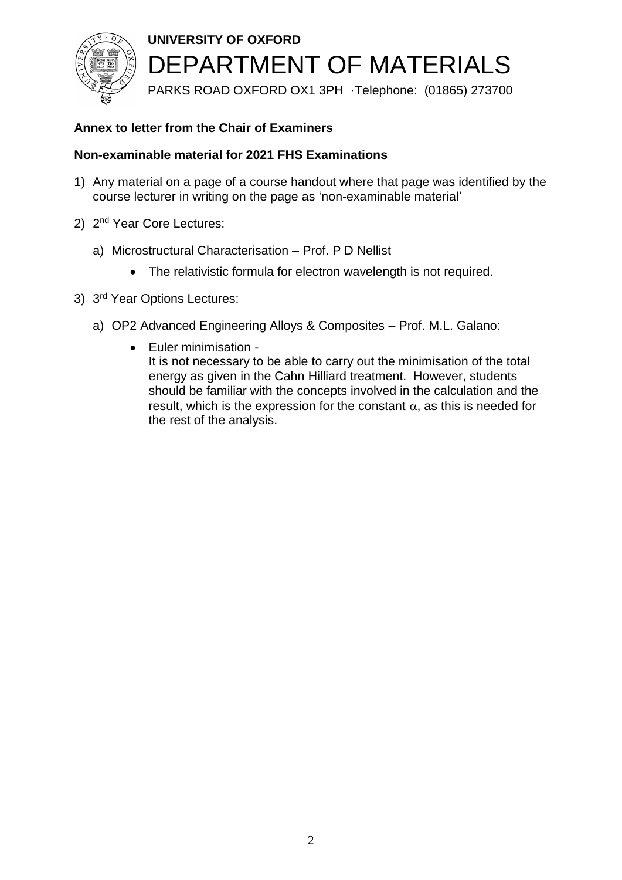**UNIVERSITY OF OXFORD**

# DEPARTMENT OF MATERIALS

PARKS ROAD OXFORD OX1 3PH ·Telephone: (01865) 273700

**Annex to letter from the Chair of Examiners**

**Non-examinable material for 2021 FHS Examinations**

1) Any material on a page of a course handout where that page was identified by the course lecturer in writing on the page as 'non-examinable material'

2) 2nd Year Core Lectures:

   a) Microstructural Characterisation – Prof. P D Nellist

      - The relativistic formula for electron wavelength is not required.

3) 3rd Year Options Lectures:

   a) OP2 Advanced Engineering Alloys & Composites – Prof. M.L. Galano:

      - Euler minimisation -
        It is not necessary to be able to carry out the minimisation of the total energy as given in the Cahn Hilliard treatment. However, students should be familiar with the concepts involved in the calculation and the result, which is the expression for the constant $\alpha$, as this is needed for the rest of the analysis.